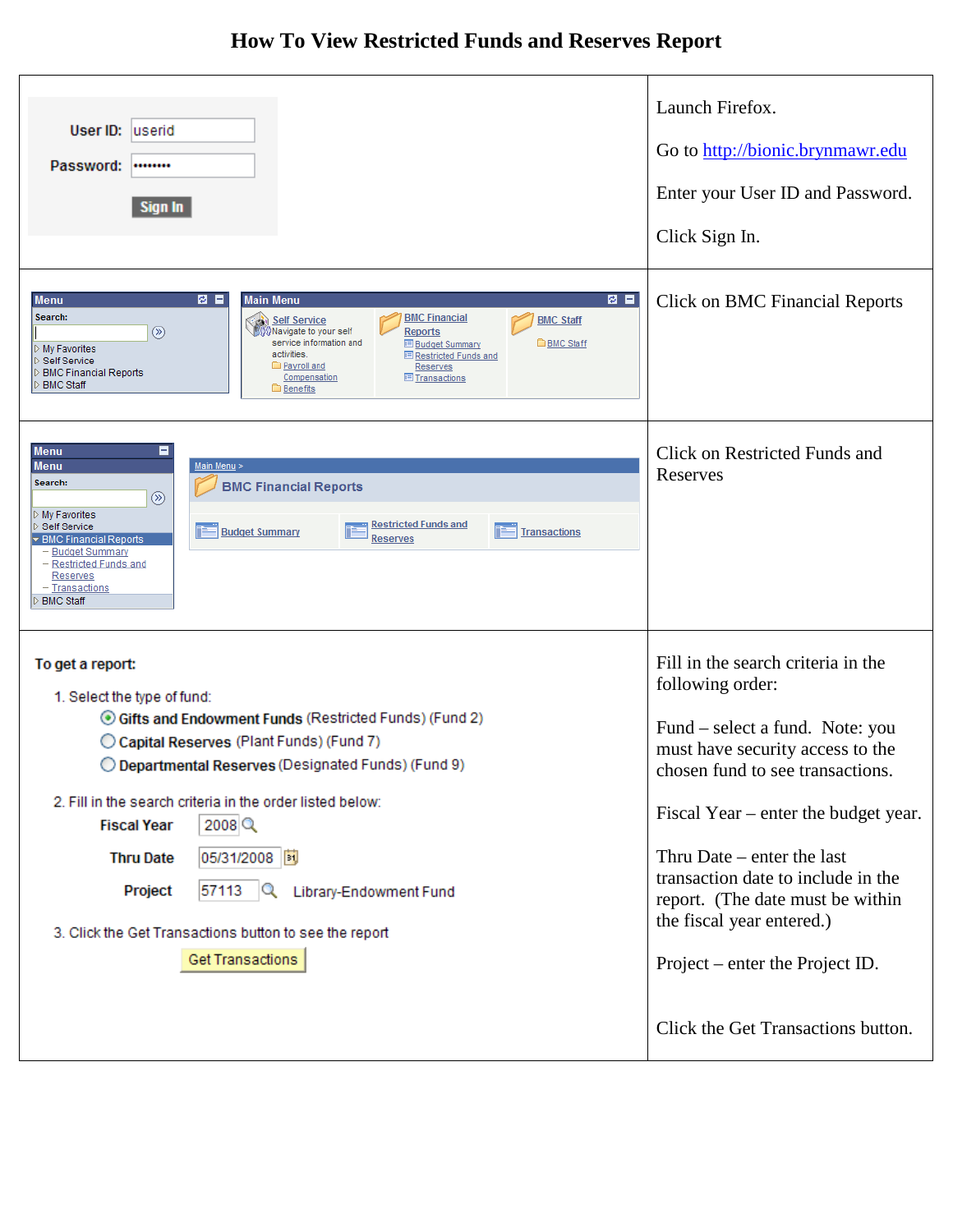# How To View Restricted Funds and Reserves Report

| | |
|---|---|
| User ID: userid<br>Password: ••••••••<br>Sign In | Launch Firefox.<br><br>Go to http://bionic.brynmawr.edu<br><br>Enter your User ID and Password.<br><br>Click Sign In. |
| **Menu**<br>Search:<br>My Favorites<br>Self Service<br>BMC Financial Reports<br>BMC Staff<br><br>**Main Menu**<br>Self Service – Navigate to your self service information and activities. Payroll and Compensation, Benefits<br>BMC Financial Reports – Budget Summary, Restricted Funds and Reserves, Transactions<br>BMC Staff – BMC Staff | Click on BMC Financial Reports |
| **Menu**<br>Search:<br>My Favorites<br>Self Service<br>BMC Financial Reports<br>– Budget Summary<br>– Restricted Funds and Reserves<br>– Transactions<br>BMC Staff<br><br>Main Menu ><br>**BMC Financial Reports**<br>Budget Summary \| Restricted Funds and Reserves \| Transactions | Click on Restricted Funds and Reserves |
| **To get a report:**<br><br>1. Select the type of fund:<br>◉ **Gifts and Endowment Funds** (Restricted Funds) (Fund 2)<br>○ **Capital Reserves** (Plant Funds) (Fund 7)<br>○ **Departmental Reserves** (Designated Funds) (Fund 9)<br><br>2. Fill in the search criteria in the order listed below:<br>**Fiscal Year** 2008<br>**Thru Date** 05/31/2008<br>**Project** 57113 Library-Endowment Fund<br><br>3. Click the Get Transactions button to see the report<br>Get Transactions | Fill in the search criteria in the following order:<br><br>Fund – select a fund. Note: you must have security access to the chosen fund to see transactions.<br><br>Fiscal Year – enter the budget year.<br><br>Thru Date – enter the last transaction date to include in the report. (The date must be within the fiscal year entered.)<br><br>Project – enter the Project ID.<br><br>Click the Get Transactions button. |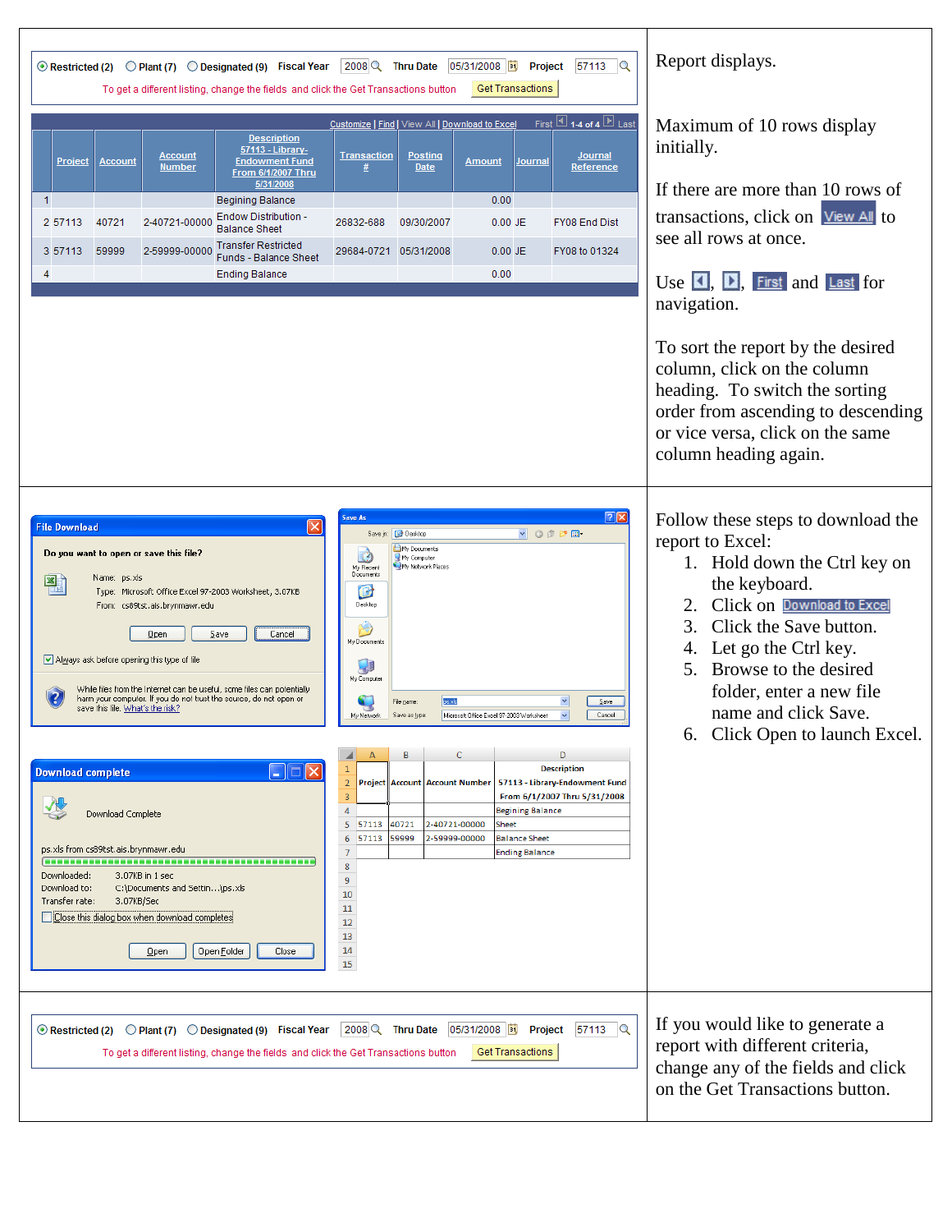| | |
|---|---|
| Restricted (2) Plant (7) Designated (9) Fiscal Year 2008 Thru Date 05/31/2008 Project 57113<br>To get a different listing, change the fields and click the Get Transactions button Get Transactions | Report displays. |

| Project | Account | Account Number | Description 57113 - Library-Endowment Fund From 6/1/2007 Thru 5/31/2008 | Transaction # | Posting Date | Amount | Journal | Journal Reference |
|---|---|---|---|---|---|---|---|---|
| 1 | | | Begining Balance | | | 0.00 | | |
| 2 57113 | 40721 | 2-40721-00000 | Endow Distribution - Balance Sheet | 26832-688 | 09/30/2007 | 0.00 | JE | FY08 End Dist |
| 3 57113 | 59999 | 2-59999-00000 | Transfer Restricted Funds - Balance Sheet | 29684-0721 | 05/31/2008 | 0.00 | JE | FY08 to 01324 |
| 4 | | | Ending Balance | | | 0.00 | | |

Maximum of 10 rows display initially.

If there are more than 10 rows of transactions, click on View All to see all rows at once.

Use ◄, ►, First and Last for navigation.

To sort the report by the desired column, click on the column heading. To switch the sorting order from ascending to descending or vice versa, click on the same column heading again.

Follow these steps to download the report to Excel:

1. Hold down the Ctrl key on the keyboard.
2. Click on Download to Excel
3. Click the Save button.
4. Let go the Ctrl key.
5. Browse to the desired folder, enter a new file name and click Save.
6. Click Open to launch Excel.

If you would like to generate a report with different criteria, change any of the fields and click on the Get Transactions button.